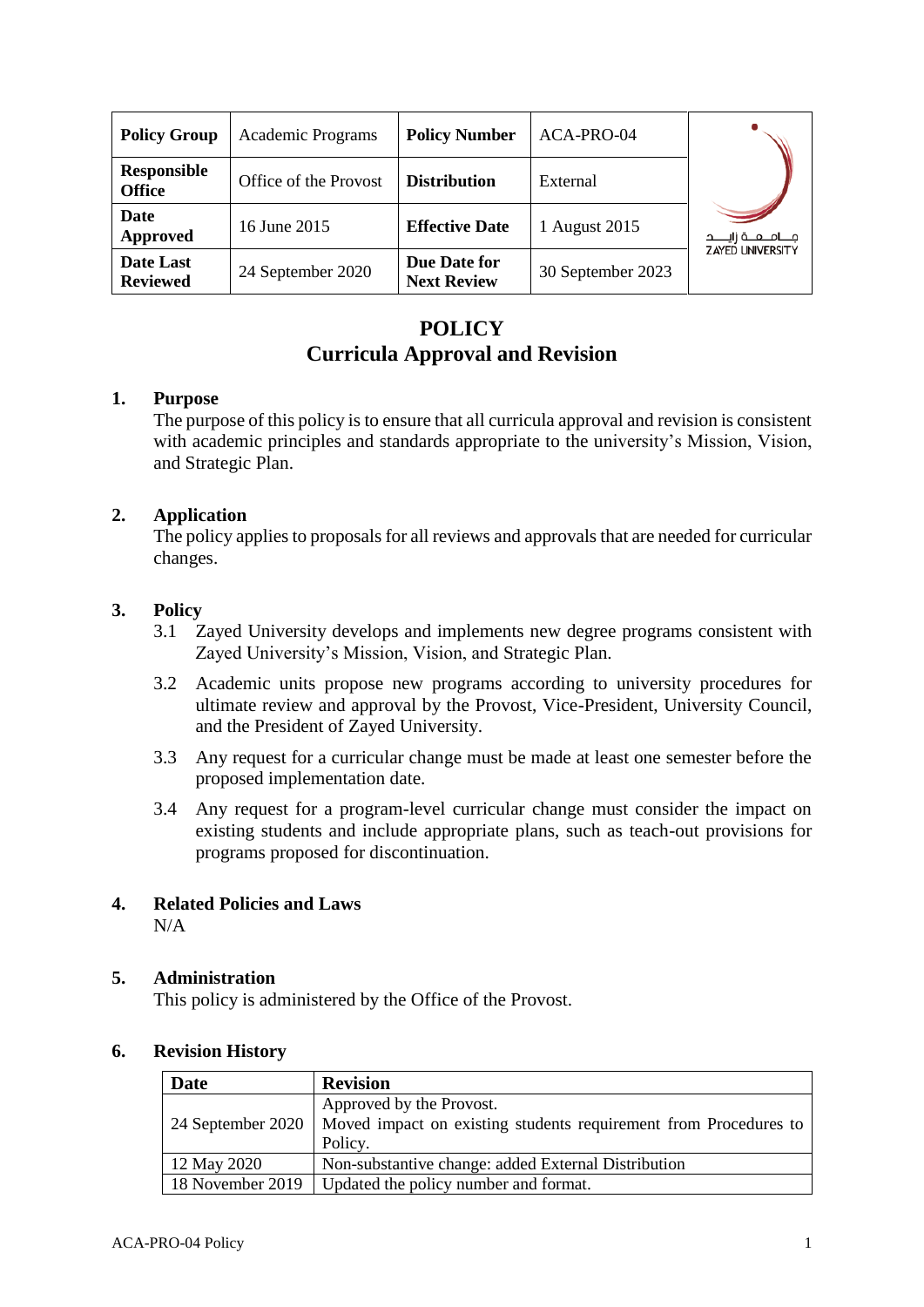| Policy Group | Academic Programs | Policy Number | ACA-PRO-04 |
|---|---|---|---|
| Responsible Office | Office of the Provost | Distribution | External |
| Date Approved | 16 June 2015 | Effective Date | 1 August 2015 |
| Date Last Reviewed | 24 September 2020 | Due Date for Next Review | 30 September 2023 |

# POLICY
## Curricula Approval and Revision

### 1. Purpose

The purpose of this policy is to ensure that all curricula approval and revision is consistent with academic principles and standards appropriate to the university's Mission, Vision, and Strategic Plan.

### 2. Application

The policy applies to proposals for all reviews and approvals that are needed for curricular changes.

### 3. Policy

3.1 Zayed University develops and implements new degree programs consistent with Zayed University's Mission, Vision, and Strategic Plan.

3.2 Academic units propose new programs according to university procedures for ultimate review and approval by the Provost, Vice-President, University Council, and the President of Zayed University.

3.3 Any request for a curricular change must be made at least one semester before the proposed implementation date.

3.4 Any request for a program-level curricular change must consider the impact on existing students and include appropriate plans, such as teach-out provisions for programs proposed for discontinuation.

### 4. Related Policies and Laws

N/A

### 5. Administration

This policy is administered by the Office of the Provost.

### 6. Revision History

| Date | Revision |
|---|---|
| 24 September 2020 | Approved by the Provost. Moved impact on existing students requirement from Procedures to Policy. |
| 12 May 2020 | Non-substantive change: added External Distribution |
| 18 November 2019 | Updated the policy number and format. |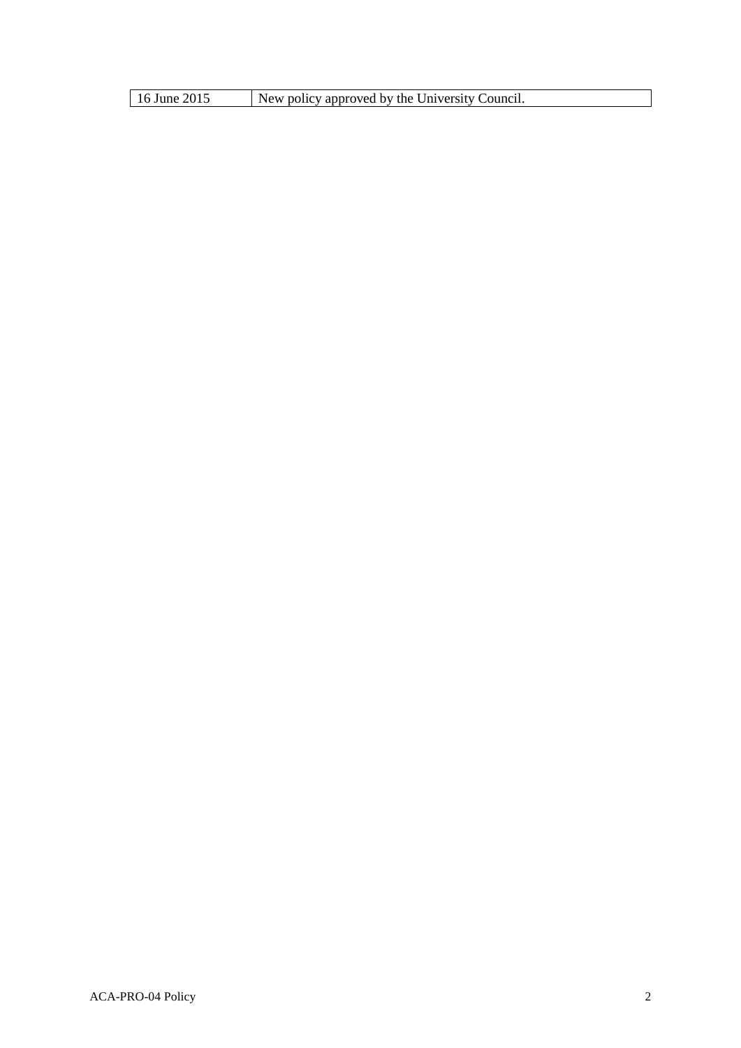| | |
|---|---|
| 16 June 2015 | New policy approved by the University Council. |